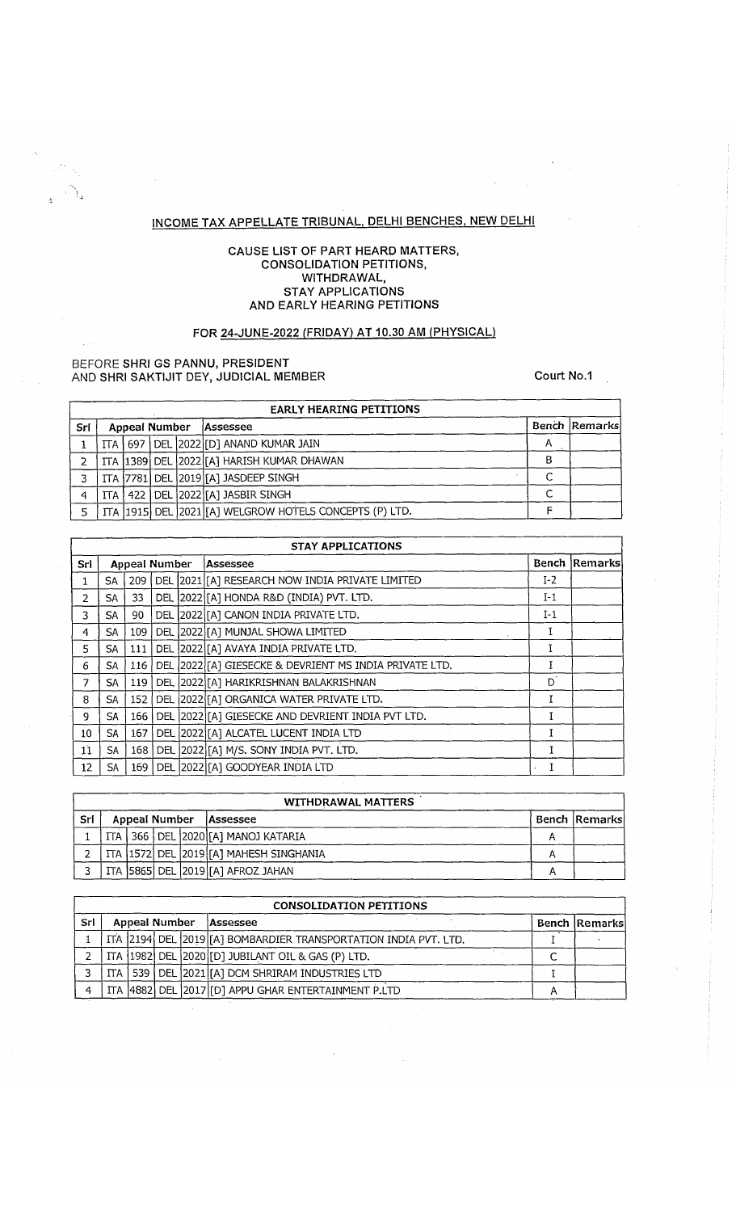# INCOME TAX APPELLATE TRIBUNAL, DELHI BENCHES, NEW DELHI

## CAUSE LIST OF PART HEARD MATTERS, CONSOLIDATION PETITIONS, WITHDRAWAL, STAY APPLICATIONS AND EARLY HEARING PETITIONS

### FOR 24-JUNE-2022 (FRIDAY) AT 10.30 AM (PHYSICAL)

BEFORE SHRI GS PANNU, PRESIDENT
AND SHRI SAKTIJIT DEY, JUDICIAL MEMBER

Court No.1

| EARLY HEARING PETITIONS | | | | | | | |
|---|---|---|---|---|---|---|---|
| Srl | Appeal Number | | | | Assessee | Bench | Remarks |
| 1 | ITA | 697 | DEL | 2022 | [D] ANAND KUMAR JAIN | A | |
| 2 | ITA | 1389 | DEL | 2022 | [A] HARISH KUMAR DHAWAN | B | |
| 3 | ITA | 7781 | DEL | 2019 | [A] JASDEEP SINGH | C | |
| 4 | ITA | 422 | DEL | 2022 | [A] JASBIR SINGH | C | |
| 5 | ITA | 1915 | DEL | 2021 | [A] WELGROW HOTELS CONCEPTS (P) LTD. | F | |

| STAY APPLICATIONS | | | | | | | |
|---|---|---|---|---|---|---|---|
| Srl | Appeal Number | | | | Assessee | Bench | Remarks |
| 1 | SA | 209 | DEL | 2021 | [A] RESEARCH NOW INDIA PRIVATE LIMITED | I-2 | |
| 2 | SA | 33 | DEL | 2022 | [A] HONDA R&D (INDIA) PVT. LTD. | I-1 | |
| 3 | SA | 90 | DEL | 2022 | [A] CANON INDIA PRIVATE LTD. | I-1 | |
| 4 | SA | 109 | DEL | 2022 | [A] MUNJAL SHOWA LIMITED | I | |
| 5 | SA | 111 | DEL | 2022 | [A] AVAYA INDIA PRIVATE LTD. | I | |
| 6 | SA | 116 | DEL | 2022 | [A] GIESECKE & DEVRIENT MS INDIA PRIVATE LTD. | I | |
| 7 | SA | 119 | DEL | 2022 | [A] HARIKRISHNAN BALAKRISHNAN | D | |
| 8 | SA | 152 | DEL | 2022 | [A] ORGANICA WATER PRIVATE LTD. | I | |
| 9 | SA | 166 | DEL | 2022 | [A] GIESECKE AND DEVRIENT INDIA PVT LTD. | I | |
| 10 | SA | 167 | DEL | 2022 | [A] ALCATEL LUCENT INDIA LTD | I | |
| 11 | SA | 168 | DEL | 2022 | [A] M/S. SONY INDIA PVT. LTD. | I | |
| 12 | SA | 169 | DEL | 2022 | [A] GOODYEAR INDIA LTD | I | |

| WITHDRAWAL MATTERS | | | | | | | |
|---|---|---|---|---|---|---|---|
| Srl | Appeal Number | | | | Assessee | Bench | Remarks |
| 1 | ITA | 366 | DEL | 2020 | [A] MANOJ KATARIA | A | |
| 2 | ITA | 1572 | DEL | 2019 | [A] MAHESH SINGHANIA | A | |
| 3 | ITA | 5865 | DEL | 2019 | [A] AFROZ JAHAN | A | |

| CONSOLIDATION PETITIONS | | | | | | | |
|---|---|---|---|---|---|---|---|
| Srl | Appeal Number | | | | Assessee | Bench | Remarks |
| 1 | ITA | 2194 | DEL | 2019 | [A] BOMBARDIER TRANSPORTATION INDIA PVT. LTD. | I | |
| 2 | ITA | 1982 | DEL | 2020 | [D] JUBILANT OIL & GAS (P) LTD. | C | |
| 3 | ITA | 539 | DEL | 2021 | [A] DCM SHRIRAM INDUSTRIES LTD | I | |
| 4 | ITA | 4882 | DEL | 2017 | [D] APPU GHAR ENTERTAINMENT P.LTD | A | |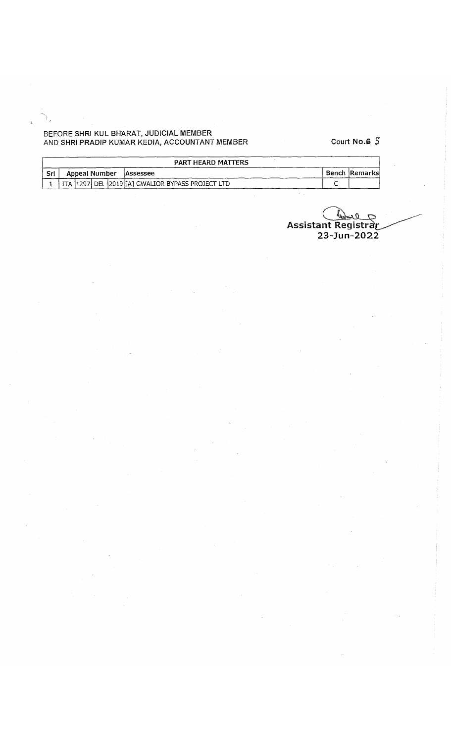BEFORE SHRI KUL BHARAT, JUDICIAL MEMBER
AND SHRI PRADIP KUMAR KEDIA, ACCOUNTANT MEMBER

Court No.6 5

| PART HEARD MATTERS | | | | | | | |
|---|---|---|---|---|---|---|---|
| Srl | Appeal Number | | | | Assessee | Bench | Remarks |
| 1 | ITA | 1297 | DEL | 2019 | [A] GWALIOR BYPASS PROJECT LTD | C | |

Assistant Registrar
23-Jun-2022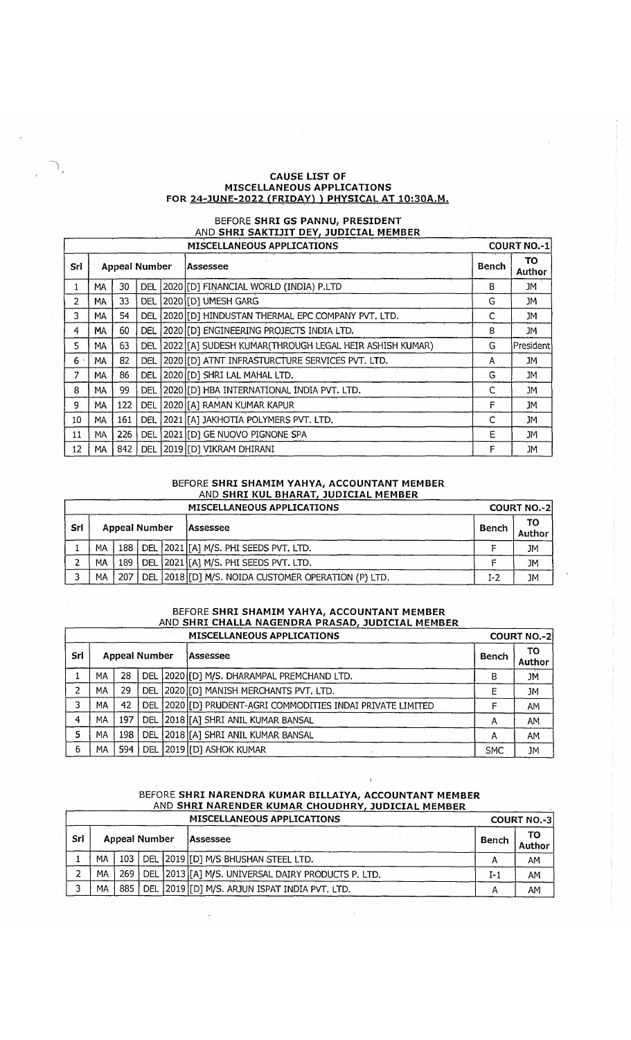**CAUSE LIST OF**
**MISCELLANEOUS APPLICATIONS**
**FOR 24-JUNE-2022 (FRIDAY) ) PHYSICAL AT 10:30A.M.**

BEFORE **SHRI GS PANNU, PRESIDENT**
AND **SHRI SAKTIJIT DEY, JUDICIAL MEMBER**

| MISCELLANEOUS APPLICATIONS | | | | | | | COURT NO.-1 |
|---|---|---|---|---|---|---|---|
| Srl | Appeal Number | | | | Assessee | Bench | TO Author |
| 1 | MA | 30 | DEL | 2020 | [D] FINANCIAL WORLD (INDIA) P.LTD | B | JM |
| 2 | MA | 33 | DEL | 2020 | [D] UMESH GARG | G | JM |
| 3 | MA | 54 | DEL | 2020 | [D] HINDUSTAN THERMAL EPC COMPANY PVT. LTD. | C | JM |
| 4 | MA | 60 | DEL | 2020 | [D] ENGINEERING PROJECTS INDIA LTD. | B | JM |
| 5 | MA | 63 | DEL | 2022 | [A] SUDESH KUMAR(THROUGH LEGAL HEIR ASHISH KUMAR) | G | President |
| 6 | MA | 82 | DEL | 2020 | [D] ATNT INFRASTURCTURE SERVICES PVT. LTD. | A | JM |
| 7 | MA | 86 | DEL | 2020 | [D] SHRI LAL MAHAL LTD. | G | JM |
| 8 | MA | 99 | DEL | 2020 | [D] HBA INTERNATIONAL INDIA PVT. LTD. | C | JM |
| 9 | MA | 122 | DEL | 2020 | [A] RAMAN KUMAR KAPUR | F | JM |
| 10 | MA | 161 | DEL | 2021 | [A] JAKHOTIA POLYMERS PVT. LTD. | C | JM |
| 11 | MA | 226 | DEL | 2021 | [D] GE NUOVO PIGNONE SPA | E | JM |
| 12 | MA | 842 | DEL | 2019 | [D] VIKRAM DHIRANI | F | JM |

BEFORE **SHRI SHAMIM YAHYA, ACCOUNTANT MEMBER**
AND **SHRI KUL BHARAT, JUDICIAL MEMBER**

| MISCELLANEOUS APPLICATIONS | | | | | | | COURT NO.-2 |
|---|---|---|---|---|---|---|---|
| Srl | Appeal Number | | | | Assessee | Bench | TO Author |
| 1 | MA | 188 | DEL | 2021 | [A] M/S. PHI SEEDS PVT. LTD. | F | JM |
| 2 | MA | 189 | DEL | 2021 | [A] M/S. PHI SEEDS PVT. LTD. | F | JM |
| 3 | MA | 207 | DEL | 2018 | [D] M/S. NOIDA CUSTOMER OPERATION (P) LTD. | I-2 | JM |

BEFORE **SHRI SHAMIM YAHYA, ACCOUNTANT MEMBER**
AND **SHRI CHALLA NAGENDRA PRASAD, JUDICIAL MEMBER**

| MISCELLANEOUS APPLICATIONS | | | | | | | COURT NO.-2 |
|---|---|---|---|---|---|---|---|
| Srl | Appeal Number | | | | Assessee | Bench | TO Author |
| 1 | MA | 28 | DEL | 2020 | [D] M/S. DHARAMPAL PREMCHAND LTD. | B | JM |
| 2 | MA | 29 | DEL | 2020 | [D] MANISH MERCHANTS PVT. LTD. | E | JM |
| 3 | MA | 42 | DEL | 2020 | [D] PRUDENT-AGRI COMMODITIES INDAI PRIVATE LIMITED | F | AM |
| 4 | MA | 197 | DEL | 2018 | [A] SHRI ANIL KUMAR BANSAL | A | AM |
| 5 | MA | 198 | DEL | 2018 | [A] SHRI ANIL KUMAR BANSAL | A | AM |
| 6 | MA | 594 | DEL | 2019 | [D] ASHOK KUMAR | SMC | JM |

BEFORE **SHRI NARENDRA KUMAR BILLAIYA, ACCOUNTANT MEMBER**
AND **SHRI NARENDER KUMAR CHOUDHRY, JUDICIAL MEMBER**

| MISCELLANEOUS APPLICATIONS | | | | | | | COURT NO.-3 |
|---|---|---|---|---|---|---|---|
| Srl | Appeal Number | | | | Assessee | Bench | TO Author |
| 1 | MA | 103 | DEL | 2019 | [D] M/S BHUSHAN STEEL LTD. | A | AM |
| 2 | MA | 269 | DEL | 2013 | [A] M/S. UNIVERSAL DAIRY PRODUCTS P. LTD. | I-1 | AM |
| 3 | MA | 885 | DEL | 2019 | [D] M/S. ARJUN ISPAT INDIA PVT. LTD. | A | AM |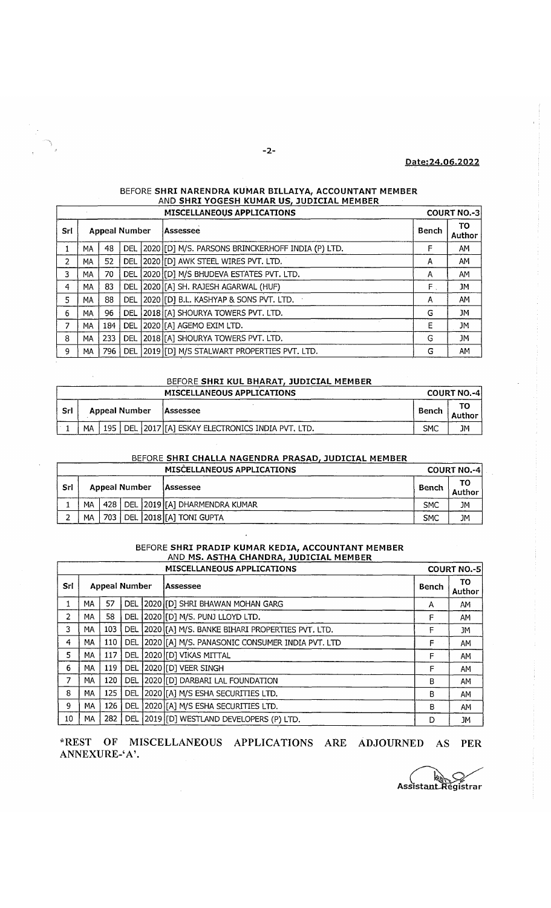**Date:24.06.2022**

BEFORE **SHRI NARENDRA KUMAR BILLAIYA, ACCOUNTANT MEMBER** AND **SHRI YOGESH KUMAR US, JUDICIAL MEMBER**

| MISCELLANEOUS APPLICATIONS | | | | | | | COURT NO.-3 |
|---|---|---|---|---|---|---|---|
| Srl | Appeal Number | | | | Assessee | Bench | TO Author |
| 1 | MA | 48 | DEL | 2020 | [D] M/S. PARSONS BRINCKERHOFF INDIA (P) LTD. | F | AM |
| 2 | MA | 52 | DEL | 2020 | [D] AWK STEEL WIRES PVT. LTD. | A | AM |
| 3 | MA | 70 | DEL | 2020 | [D] M/S BHUDEVA ESTATES PVT. LTD. | A | AM |
| 4 | MA | 83 | DEL | 2020 | [A] SH. RAJESH AGARWAL (HUF) | F | JM |
| 5 | MA | 88 | DEL | 2020 | [D] B.L. KASHYAP & SONS PVT. LTD. | A | AM |
| 6 | MA | 96 | DEL | 2018 | [A] SHOURYA TOWERS PVT. LTD. | G | JM |
| 7 | MA | 184 | DEL | 2020 | [A] AGEMO EXIM LTD. | E | JM |
| 8 | MA | 233 | DEL | 2018 | [A] SHOURYA TOWERS PVT. LTD. | G | JM |
| 9 | MA | 796 | DEL | 2019 | [D] M/S STALWART PROPERTIES PVT. LTD. | G | AM |

BEFORE **SHRI KUL BHARAT, JUDICIAL MEMBER**

| MISCELLANEOUS APPLICATIONS | | | | | | | COURT NO.-4 |
|---|---|---|---|---|---|---|---|
| Srl | Appeal Number | | | | Assessee | Bench | TO Author |
| 1 | MA | 195 | DEL | 2017 | [A] ESKAY ELECTRONICS INDIA PVT. LTD. | SMC | JM |

BEFORE **SHRI CHALLA NAGENDRA PRASAD, JUDICIAL MEMBER**

| MISCELLANEOUS APPLICATIONS | | | | | | | COURT NO.-4 |
|---|---|---|---|---|---|---|---|
| Srl | Appeal Number | | | | Assessee | Bench | TO Author |
| 1 | MA | 428 | DEL | 2019 | [A] DHARMENDRA KUMAR | SMC | JM |
| 2 | MA | 703 | DEL | 2018 | [A] TONI GUPTA | SMC | JM |

BEFORE **SHRI PRADIP KUMAR KEDIA, ACCOUNTANT MEMBER** AND **MS. ASTHA CHANDRA, JUDICIAL MEMBER**

| MISCELLANEOUS APPLICATIONS | | | | | | | COURT NO.-5 |
|---|---|---|---|---|---|---|---|
| Srl | Appeal Number | | | | Assessee | Bench | TO Author |
| 1 | MA | 57 | DEL | 2020 | [D] SHRI BHAWAN MOHAN GARG | A | AM |
| 2 | MA | 58 | DEL | 2020 | [D] M/S. PUNJ LLOYD LTD. | F | AM |
| 3 | MA | 103 | DEL | 2020 | [A] M/S. BANKE BIHARI PROPERTIES PVT. LTD. | F | JM |
| 4 | MA | 110 | DEL | 2020 | [A] M/S. PANASONIC CONSUMER INDIA PVT. LTD | F | AM |
| 5 | MA | 117 | DEL | 2020 | [D] VIKAS MITTAL | F | AM |
| 6 | MA | 119 | DEL | 2020 | [D] VEER SINGH | F | AM |
| 7 | MA | 120 | DEL | 2020 | [D] DARBARI LAL FOUNDATION | B | AM |
| 8 | MA | 125 | DEL | 2020 | [A] M/S ESHA SECURITIES LTD. | B | AM |
| 9 | MA | 126 | DEL | 2020 | [A] M/S ESHA SECURITIES LTD. | B | AM |
| 10 | MA | 282 | DEL | 2019 | [D] WESTLAND DEVELOPERS (P) LTD. | D | JM |

**\*REST OF MISCELLANEOUS APPLICATIONS ARE ADJOURNED AS PER ANNEXURE-'A'.**

Assistant Registrar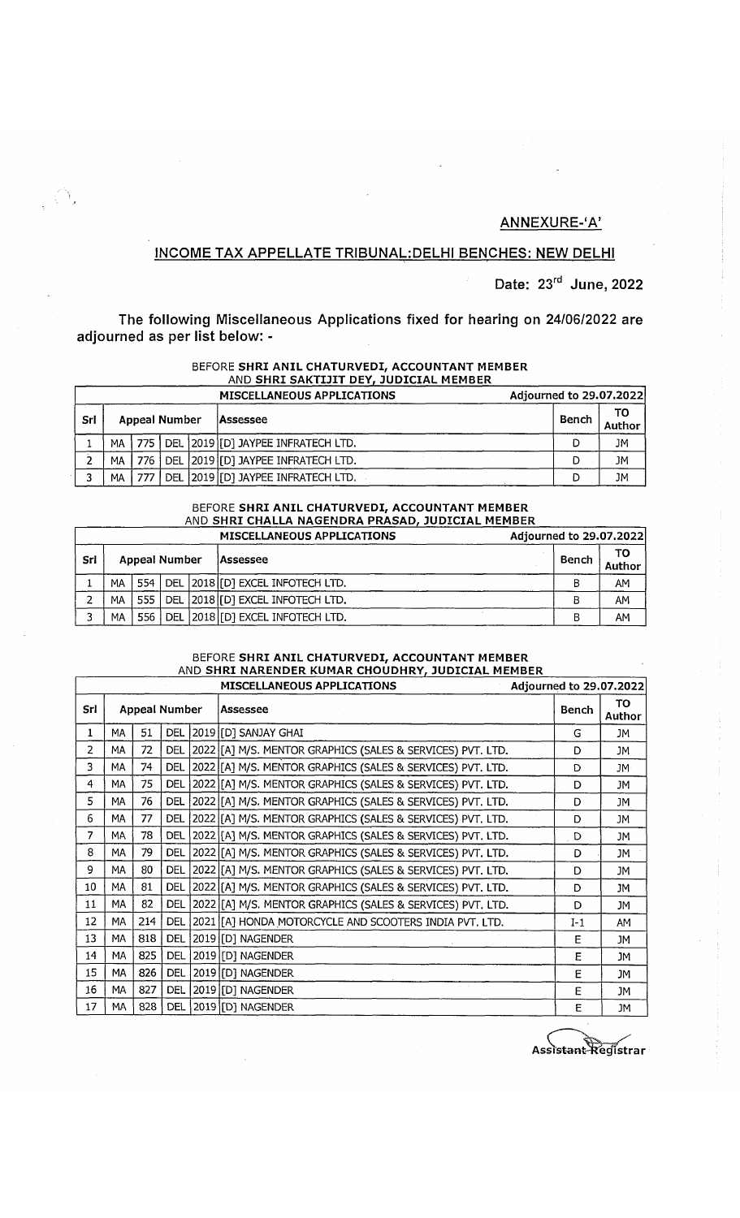## ANNEXURE-'A'

## INCOME TAX APPELLATE TRIBUNAL:DELHI BENCHES: NEW DELHI

**Date: 23rd June, 2022**

**The following Miscellaneous Applications fixed for hearing on 24/06/2022 are adjourned as per list below: -**

BEFORE **SHRI ANIL CHATURVEDI, ACCOUNTANT MEMBER** AND **SHRI SAKTIJIT DEY, JUDICIAL MEMBER**

| MISCELLANEOUS APPLICATIONS | | | | | | Adjourned to 29.07.2022 | |
|---|---|---|---|---|---|---|---|
| Srl | Appeal Number | | | | Assessee | Bench | TO Author |
| 1 | MA | 775 | DEL | 2019 | [D] JAYPEE INFRATECH LTD. | D | JM |
| 2 | MA | 776 | DEL | 2019 | [D] JAYPEE INFRATECH LTD. | D | JM |
| 3 | MA | 777 | DEL | 2019 | [D] JAYPEE INFRATECH LTD. | D | JM |

BEFORE **SHRI ANIL CHATURVEDI, ACCOUNTANT MEMBER** AND **SHRI CHALLA NAGENDRA PRASAD, JUDICIAL MEMBER**

| MISCELLANEOUS APPLICATIONS | | | | | | Adjourned to 29.07.2022 | |
|---|---|---|---|---|---|---|---|
| Srl | Appeal Number | | | | Assessee | Bench | TO Author |
| 1 | MA | 554 | DEL | 2018 | [D] EXCEL INFOTECH LTD. | B | AM |
| 2 | MA | 555 | DEL | 2018 | [D] EXCEL INFOTECH LTD. | B | AM |
| 3 | MA | 556 | DEL | 2018 | [D] EXCEL INFOTECH LTD. | B | AM |

BEFORE **SHRI ANIL CHATURVEDI, ACCOUNTANT MEMBER** AND **SHRI NARENDER KUMAR CHOUDHRY, JUDICIAL MEMBER**

| MISCELLANEOUS APPLICATIONS | | | | | | Adjourned to 29.07.2022 | |
|---|---|---|---|---|---|---|---|
| Srl | Appeal Number | | | | Assessee | Bench | TO Author |
| 1 | MA | 51 | DEL | 2019 | [D] SANJAY GHAI | G | JM |
| 2 | MA | 72 | DEL | 2022 | [A] M/S. MENTOR GRAPHICS (SALES & SERVICES) PVT. LTD. | D | JM |
| 3 | MA | 74 | DEL | 2022 | [A] M/S. MENTOR GRAPHICS (SALES & SERVICES) PVT. LTD. | D | JM |
| 4 | MA | 75 | DEL | 2022 | [A] M/S. MENTOR GRAPHICS (SALES & SERVICES) PVT. LTD. | D | JM |
| 5 | MA | 76 | DEL | 2022 | [A] M/S. MENTOR GRAPHICS (SALES & SERVICES) PVT. LTD. | D | JM |
| 6 | MA | 77 | DEL | 2022 | [A] M/S. MENTOR GRAPHICS (SALES & SERVICES) PVT. LTD. | D | JM |
| 7 | MA | 78 | DEL | 2022 | [A] M/S. MENTOR GRAPHICS (SALES & SERVICES) PVT. LTD. | D | JM |
| 8 | MA | 79 | DEL | 2022 | [A] M/S. MENTOR GRAPHICS (SALES & SERVICES) PVT. LTD. | D | JM |
| 9 | MA | 80 | DEL | 2022 | [A] M/S. MENTOR GRAPHICS (SALES & SERVICES) PVT. LTD. | D | JM |
| 10 | MA | 81 | DEL | 2022 | [A] M/S. MENTOR GRAPHICS (SALES & SERVICES) PVT. LTD. | D | JM |
| 11 | MA | 82 | DEL | 2022 | [A] M/S. MENTOR GRAPHICS (SALES & SERVICES) PVT. LTD. | D | JM |
| 12 | MA | 214 | DEL | 2021 | [A] HONDA MOTORCYCLE AND SCOOTERS INDIA PVT. LTD. | I-1 | AM |
| 13 | MA | 818 | DEL | 2019 | [D] NAGENDER | E | JM |
| 14 | MA | 825 | DEL | 2019 | [D] NAGENDER | E | JM |
| 15 | MA | 826 | DEL | 2019 | [D] NAGENDER | E | JM |
| 16 | MA | 827 | DEL | 2019 | [D] NAGENDER | E | JM |
| 17 | MA | 828 | DEL | 2019 | [D] NAGENDER | E | JM |

**Assistant Registrar**